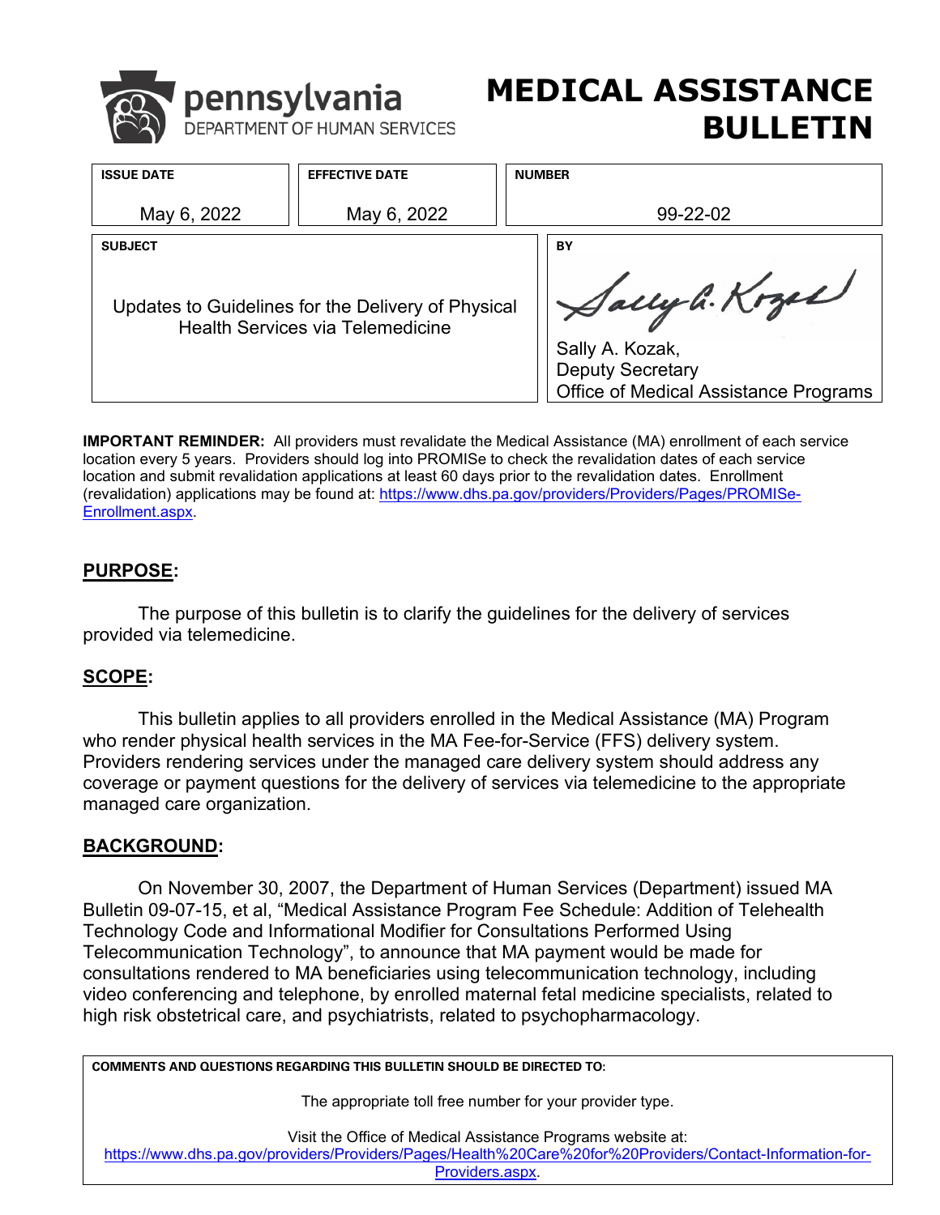pennsylvania
DEPARTMENT OF HUMAN SERVICES

# MEDICAL ASSISTANCE BULLETIN

| ISSUE DATE | EFFECTIVE DATE | NUMBER |
|---|---|---|
| May 6, 2022 | May 6, 2022 | 99-22-02 |

| SUBJECT | BY |
|---|---|
| Updates to Guidelines for the Delivery of Physical Health Services via Telemedicine | Sally A. Kozak, Deputy Secretary, Office of Medical Assistance Programs |

**IMPORTANT REMINDER:** All providers must revalidate the Medical Assistance (MA) enrollment of each service location every 5 years. Providers should log into PROMISe to check the revalidation dates of each service location and submit revalidation applications at least 60 days prior to the revalidation dates. Enrollment (revalidation) applications may be found at: https://www.dhs.pa.gov/providers/Providers/Pages/PROMISe-Enrollment.aspx.

## PURPOSE:

The purpose of this bulletin is to clarify the guidelines for the delivery of services provided via telemedicine.

## SCOPE:

This bulletin applies to all providers enrolled in the Medical Assistance (MA) Program who render physical health services in the MA Fee-for-Service (FFS) delivery system. Providers rendering services under the managed care delivery system should address any coverage or payment questions for the delivery of services via telemedicine to the appropriate managed care organization.

## BACKGROUND:

On November 30, 2007, the Department of Human Services (Department) issued MA Bulletin 09-07-15, et al, "Medical Assistance Program Fee Schedule: Addition of Telehealth Technology Code and Informational Modifier for Consultations Performed Using Telecommunication Technology", to announce that MA payment would be made for consultations rendered to MA beneficiaries using telecommunication technology, including video conferencing and telephone, by enrolled maternal fetal medicine specialists, related to high risk obstetrical care, and psychiatrists, related to psychopharmacology.

**COMMENTS AND QUESTIONS REGARDING THIS BULLETIN SHOULD BE DIRECTED TO:**

The appropriate toll free number for your provider type.

Visit the Office of Medical Assistance Programs website at: https://www.dhs.pa.gov/providers/Providers/Pages/Health%20Care%20for%20Providers/Contact-Information-for-Providers.aspx.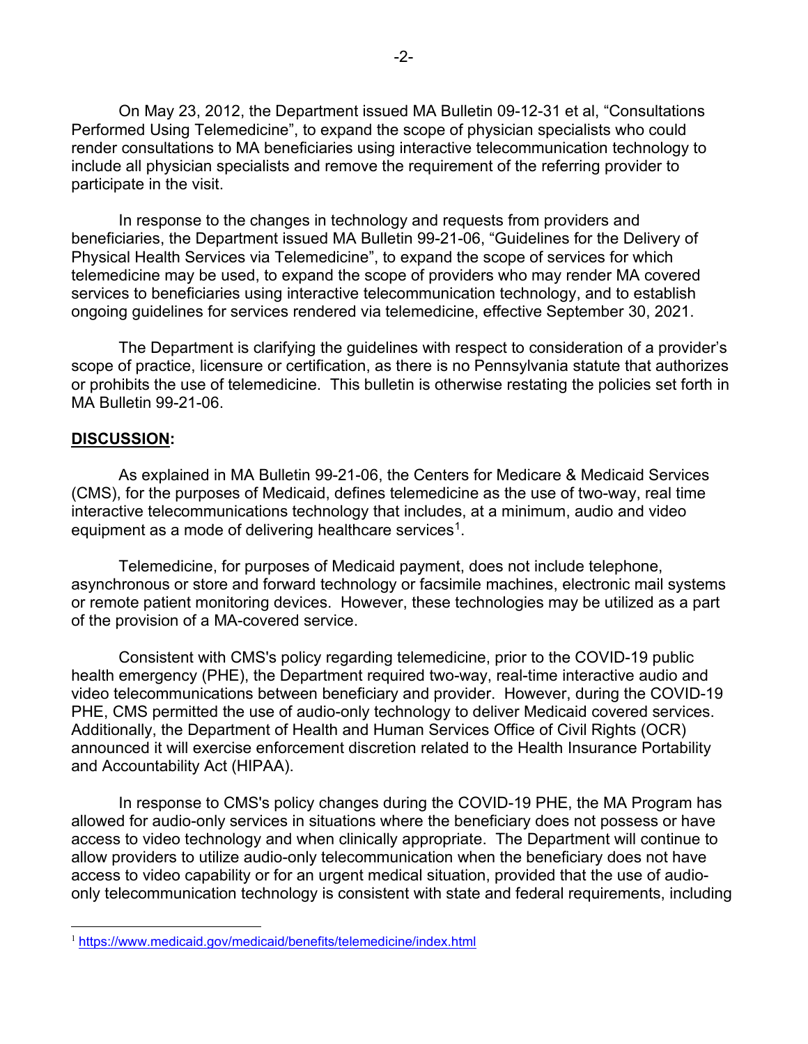On May 23, 2012, the Department issued MA Bulletin 09-12-31 et al, "Consultations Performed Using Telemedicine", to expand the scope of physician specialists who could render consultations to MA beneficiaries using interactive telecommunication technology to include all physician specialists and remove the requirement of the referring provider to participate in the visit.

In response to the changes in technology and requests from providers and beneficiaries, the Department issued MA Bulletin 99-21-06, "Guidelines for the Delivery of Physical Health Services via Telemedicine", to expand the scope of services for which telemedicine may be used, to expand the scope of providers who may render MA covered services to beneficiaries using interactive telecommunication technology, and to establish ongoing guidelines for services rendered via telemedicine, effective September 30, 2021.

The Department is clarifying the guidelines with respect to consideration of a provider's scope of practice, licensure or certification, as there is no Pennsylvania statute that authorizes or prohibits the use of telemedicine. This bulletin is otherwise restating the policies set forth in MA Bulletin 99-21-06.

**DISCUSSION:**

As explained in MA Bulletin 99-21-06, the Centers for Medicare & Medicaid Services (CMS), for the purposes of Medicaid, defines telemedicine as the use of two-way, real time interactive telecommunications technology that includes, at a minimum, audio and video equipment as a mode of delivering healthcare services[1].

Telemedicine, for purposes of Medicaid payment, does not include telephone, asynchronous or store and forward technology or facsimile machines, electronic mail systems or remote patient monitoring devices. However, these technologies may be utilized as a part of the provision of a MA-covered service.

Consistent with CMS's policy regarding telemedicine, prior to the COVID-19 public health emergency (PHE), the Department required two-way, real-time interactive audio and video telecommunications between beneficiary and provider. However, during the COVID-19 PHE, CMS permitted the use of audio-only technology to deliver Medicaid covered services. Additionally, the Department of Health and Human Services Office of Civil Rights (OCR) announced it will exercise enforcement discretion related to the Health Insurance Portability and Accountability Act (HIPAA).

In response to CMS's policy changes during the COVID-19 PHE, the MA Program has allowed for audio-only services in situations where the beneficiary does not possess or have access to video technology and when clinically appropriate. The Department will continue to allow providers to utilize audio-only telecommunication when the beneficiary does not have access to video capability or for an urgent medical situation, provided that the use of audio-only telecommunication technology is consistent with state and federal requirements, including

[1] https://www.medicaid.gov/medicaid/benefits/telemedicine/index.html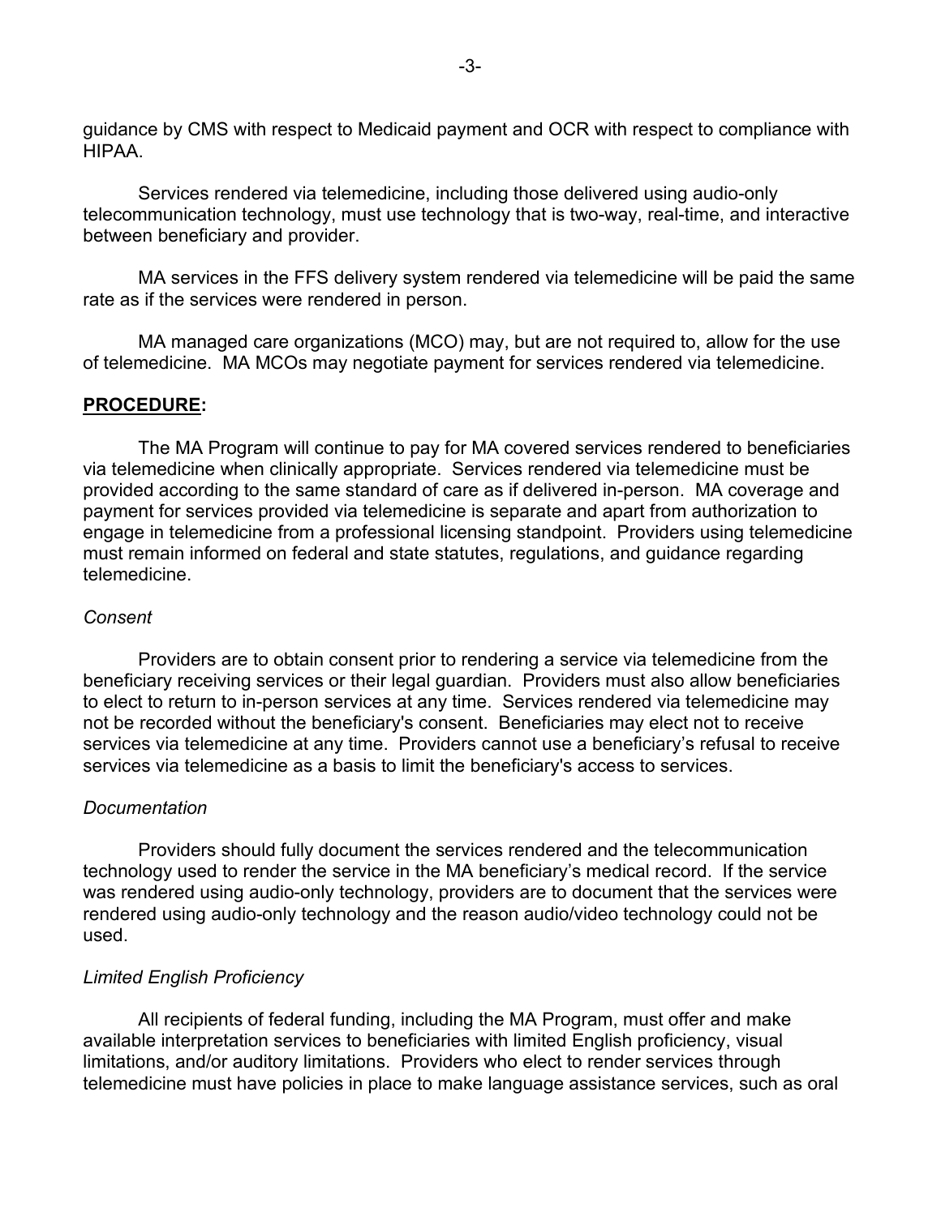guidance by CMS with respect to Medicaid payment and OCR with respect to compliance with HIPAA.

Services rendered via telemedicine, including those delivered using audio-only telecommunication technology, must use technology that is two-way, real-time, and interactive between beneficiary and provider.

MA services in the FFS delivery system rendered via telemedicine will be paid the same rate as if the services were rendered in person.

MA managed care organizations (MCO) may, but are not required to, allow for the use of telemedicine. MA MCOs may negotiate payment for services rendered via telemedicine.

**PROCEDURE:**

The MA Program will continue to pay for MA covered services rendered to beneficiaries via telemedicine when clinically appropriate. Services rendered via telemedicine must be provided according to the same standard of care as if delivered in-person. MA coverage and payment for services provided via telemedicine is separate and apart from authorization to engage in telemedicine from a professional licensing standpoint. Providers using telemedicine must remain informed on federal and state statutes, regulations, and guidance regarding telemedicine.

*Consent*

Providers are to obtain consent prior to rendering a service via telemedicine from the beneficiary receiving services or their legal guardian. Providers must also allow beneficiaries to elect to return to in-person services at any time. Services rendered via telemedicine may not be recorded without the beneficiary's consent. Beneficiaries may elect not to receive services via telemedicine at any time. Providers cannot use a beneficiary's refusal to receive services via telemedicine as a basis to limit the beneficiary's access to services.

*Documentation*

Providers should fully document the services rendered and the telecommunication technology used to render the service in the MA beneficiary's medical record. If the service was rendered using audio-only technology, providers are to document that the services were rendered using audio-only technology and the reason audio/video technology could not be used.

*Limited English Proficiency*

All recipients of federal funding, including the MA Program, must offer and make available interpretation services to beneficiaries with limited English proficiency, visual limitations, and/or auditory limitations. Providers who elect to render services through telemedicine must have policies in place to make language assistance services, such as oral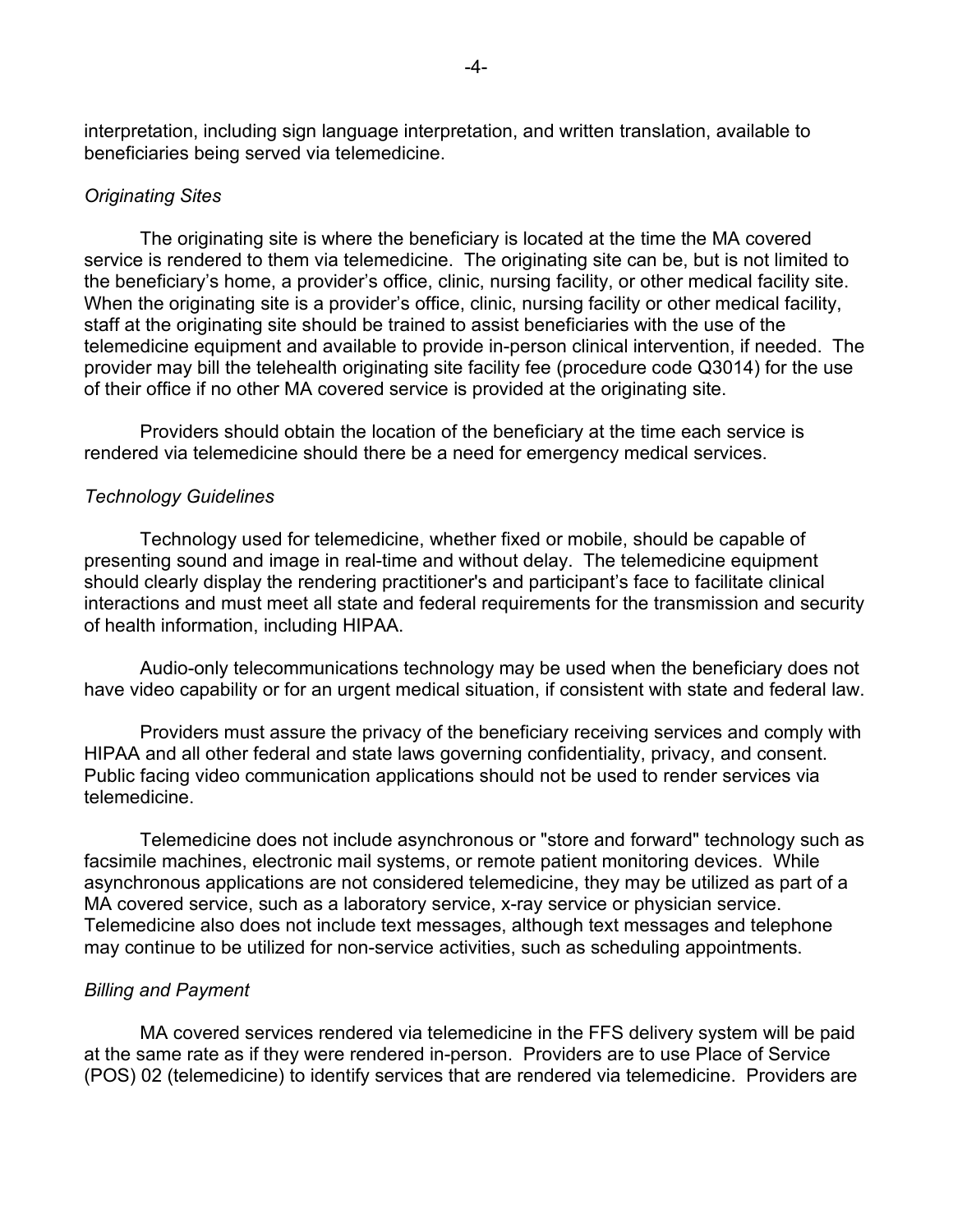interpretation, including sign language interpretation, and written translation, available to beneficiaries being served via telemedicine.

*Originating Sites*

The originating site is where the beneficiary is located at the time the MA covered service is rendered to them via telemedicine. The originating site can be, but is not limited to the beneficiary's home, a provider's office, clinic, nursing facility, or other medical facility site. When the originating site is a provider's office, clinic, nursing facility or other medical facility, staff at the originating site should be trained to assist beneficiaries with the use of the telemedicine equipment and available to provide in-person clinical intervention, if needed. The provider may bill the telehealth originating site facility fee (procedure code Q3014) for the use of their office if no other MA covered service is provided at the originating site.

Providers should obtain the location of the beneficiary at the time each service is rendered via telemedicine should there be a need for emergency medical services.

*Technology Guidelines*

Technology used for telemedicine, whether fixed or mobile, should be capable of presenting sound and image in real-time and without delay. The telemedicine equipment should clearly display the rendering practitioner's and participant's face to facilitate clinical interactions and must meet all state and federal requirements for the transmission and security of health information, including HIPAA.

Audio-only telecommunications technology may be used when the beneficiary does not have video capability or for an urgent medical situation, if consistent with state and federal law.

Providers must assure the privacy of the beneficiary receiving services and comply with HIPAA and all other federal and state laws governing confidentiality, privacy, and consent. Public facing video communication applications should not be used to render services via telemedicine.

Telemedicine does not include asynchronous or "store and forward" technology such as facsimile machines, electronic mail systems, or remote patient monitoring devices. While asynchronous applications are not considered telemedicine, they may be utilized as part of a MA covered service, such as a laboratory service, x-ray service or physician service. Telemedicine also does not include text messages, although text messages and telephone may continue to be utilized for non-service activities, such as scheduling appointments.

*Billing and Payment*

MA covered services rendered via telemedicine in the FFS delivery system will be paid at the same rate as if they were rendered in-person. Providers are to use Place of Service (POS) 02 (telemedicine) to identify services that are rendered via telemedicine. Providers are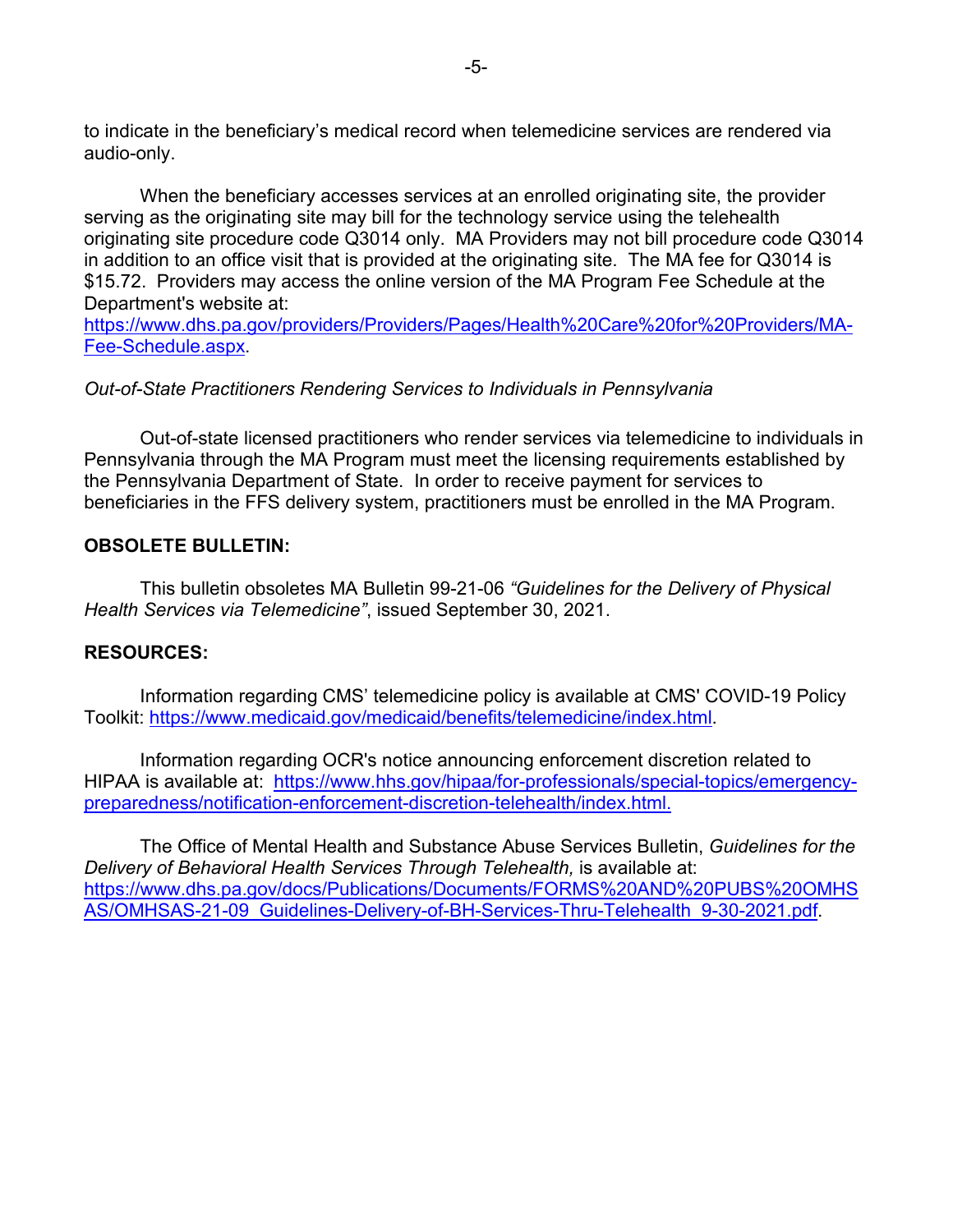to indicate in the beneficiary's medical record when telemedicine services are rendered via audio-only.

When the beneficiary accesses services at an enrolled originating site, the provider serving as the originating site may bill for the technology service using the telehealth originating site procedure code Q3014 only. MA Providers may not bill procedure code Q3014 in addition to an office visit that is provided at the originating site. The MA fee for Q3014 is $15.72. Providers may access the online version of the MA Program Fee Schedule at the Department's website at: [https://www.dhs.pa.gov/providers/Providers/Pages/Health%20Care%20for%20Providers/MA-Fee-Schedule.aspx](https://www.dhs.pa.gov/providers/Providers/Pages/Health%20Care%20for%20Providers/MA-Fee-Schedule.aspx).

*Out-of-State Practitioners Rendering Services to Individuals in Pennsylvania*

Out-of-state licensed practitioners who render services via telemedicine to individuals in Pennsylvania through the MA Program must meet the licensing requirements established by the Pennsylvania Department of State. In order to receive payment for services to beneficiaries in the FFS delivery system, practitioners must be enrolled in the MA Program.

**OBSOLETE BULLETIN:**

This bulletin obsoletes MA Bulletin 99-21-06 *"Guidelines for the Delivery of Physical Health Services via Telemedicine"*, issued September 30, 2021.

**RESOURCES:**

Information regarding CMS' telemedicine policy is available at CMS' COVID-19 Policy Toolkit: [https://www.medicaid.gov/medicaid/benefits/telemedicine/index.html](https://www.medicaid.gov/medicaid/benefits/telemedicine/index.html).

Information regarding OCR's notice announcing enforcement discretion related to HIPAA is available at: [https://www.hhs.gov/hipaa/for-professionals/special-topics/emergency-preparedness/notification-enforcement-discretion-telehealth/index.html.](https://www.hhs.gov/hipaa/for-professionals/special-topics/emergency-preparedness/notification-enforcement-discretion-telehealth/index.html)

The Office of Mental Health and Substance Abuse Services Bulletin, *Guidelines for the Delivery of Behavioral Health Services Through Telehealth,* is available at: [https://www.dhs.pa.gov/docs/Publications/Documents/FORMS%20AND%20PUBS%20OMHSAS/OMHSAS-21-09_Guidelines-Delivery-of-BH-Services-Thru-Telehealth_9-30-2021.pdf](https://www.dhs.pa.gov/docs/Publications/Documents/FORMS%20AND%20PUBS%20OMHSAS/OMHSAS-21-09_Guidelines-Delivery-of-BH-Services-Thru-Telehealth_9-30-2021.pdf).